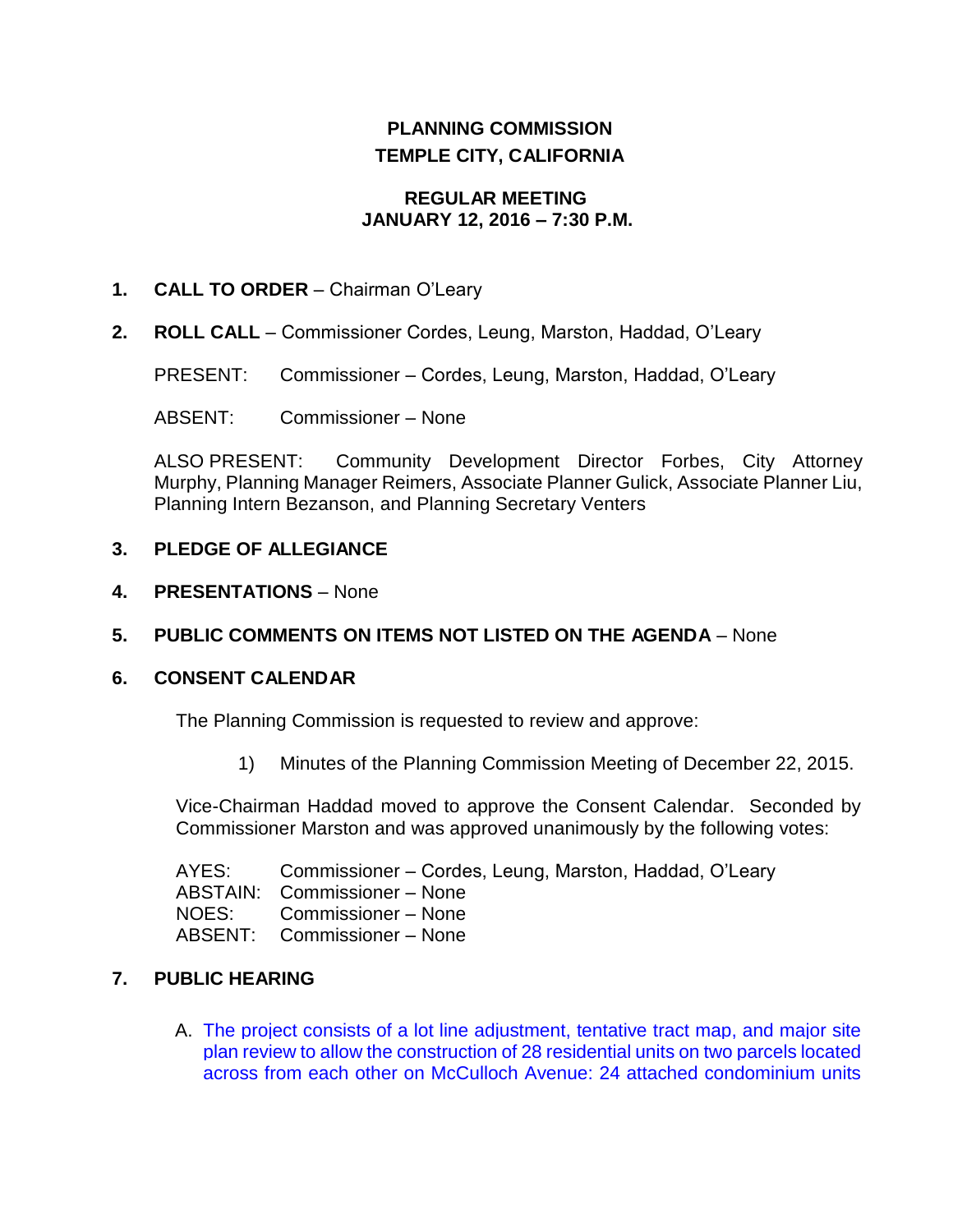**PLANNING COMMISSION**
**TEMPLE CITY, CALIFORNIA**

**REGULAR MEETING**
**JANUARY 12, 2016 – 7:30 P.M.**

1. **CALL TO ORDER** – Chairman O'Leary

2. **ROLL CALL** – Commissioner Cordes, Leung, Marston, Haddad, O'Leary

   PRESENT: Commissioner – Cordes, Leung, Marston, Haddad, O'Leary

   ABSENT: Commissioner – None

   ALSO PRESENT: Community Development Director Forbes, City Attorney Murphy, Planning Manager Reimers, Associate Planner Gulick, Associate Planner Liu, Planning Intern Bezanson, and Planning Secretary Venters

3. **PLEDGE OF ALLEGIANCE**

4. **PRESENTATIONS** – None

5. **PUBLIC COMMENTS ON ITEMS NOT LISTED ON THE AGENDA** – None

6. **CONSENT CALENDAR**

   The Planning Commission is requested to review and approve:

   1) Minutes of the Planning Commission Meeting of December 22, 2015.

   Vice-Chairman Haddad moved to approve the Consent Calendar. Seconded by Commissioner Marston and was approved unanimously by the following votes:

   AYES: Commissioner – Cordes, Leung, Marston, Haddad, O'Leary
   ABSTAIN: Commissioner – None
   NOES: Commissioner – None
   ABSENT: Commissioner – None

7. **PUBLIC HEARING**

   A. The project consists of a lot line adjustment, tentative tract map, and major site plan review to allow the construction of 28 residential units on two parcels located across from each other on McCulloch Avenue: 24 attached condominium units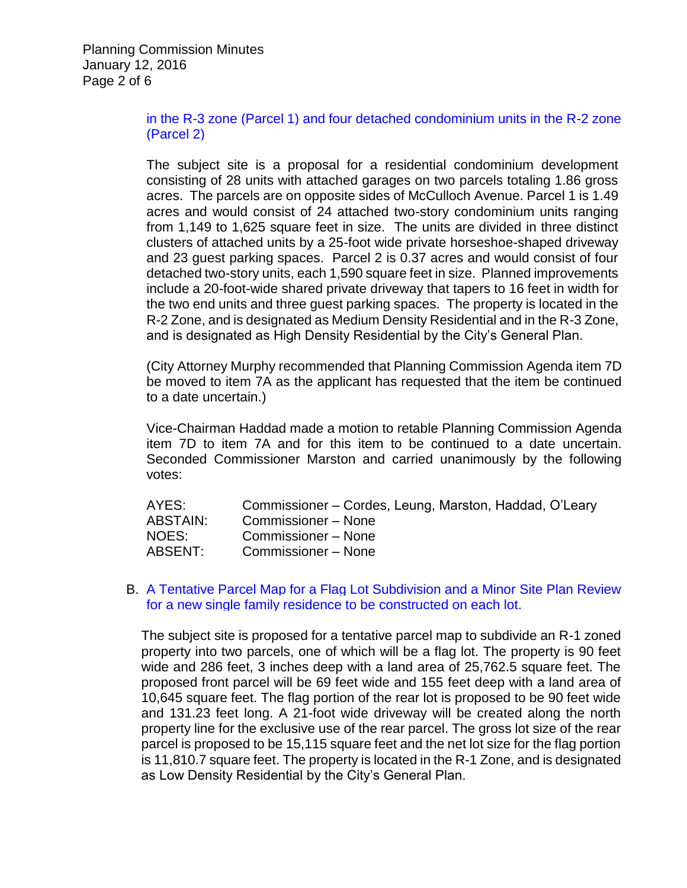in the R-3 zone (Parcel 1) and four detached condominium units in the R-2 zone (Parcel 2)

The subject site is a proposal for a residential condominium development consisting of 28 units with attached garages on two parcels totaling 1.86 gross acres. The parcels are on opposite sides of McCulloch Avenue. Parcel 1 is 1.49 acres and would consist of 24 attached two-story condominium units ranging from 1,149 to 1,625 square feet in size. The units are divided in three distinct clusters of attached units by a 25-foot wide private horseshoe-shaped driveway and 23 guest parking spaces. Parcel 2 is 0.37 acres and would consist of four detached two-story units, each 1,590 square feet in size. Planned improvements include a 20-foot-wide shared private driveway that tapers to 16 feet in width for the two end units and three guest parking spaces. The property is located in the R-2 Zone, and is designated as Medium Density Residential and in the R-3 Zone, and is designated as High Density Residential by the City's General Plan.

(City Attorney Murphy recommended that Planning Commission Agenda item 7D be moved to item 7A as the applicant has requested that the item be continued to a date uncertain.)

Vice-Chairman Haddad made a motion to retable Planning Commission Agenda item 7D to item 7A and for this item to be continued to a date uncertain. Seconded Commissioner Marston and carried unanimously by the following votes:

| | |
|---|---|
| AYES: | Commissioner – Cordes, Leung, Marston, Haddad, O'Leary |
| ABSTAIN: | Commissioner – None |
| NOES: | Commissioner – None |
| ABSENT: | Commissioner – None |

B. A Tentative Parcel Map for a Flag Lot Subdivision and a Minor Site Plan Review for a new single family residence to be constructed on each lot.

The subject site is proposed for a tentative parcel map to subdivide an R-1 zoned property into two parcels, one of which will be a flag lot. The property is 90 feet wide and 286 feet, 3 inches deep with a land area of 25,762.5 square feet. The proposed front parcel will be 69 feet wide and 155 feet deep with a land area of 10,645 square feet. The flag portion of the rear lot is proposed to be 90 feet wide and 131.23 feet long. A 21-foot wide driveway will be created along the north property line for the exclusive use of the rear parcel. The gross lot size of the rear parcel is proposed to be 15,115 square feet and the net lot size for the flag portion is 11,810.7 square feet. The property is located in the R-1 Zone, and is designated as Low Density Residential by the City's General Plan.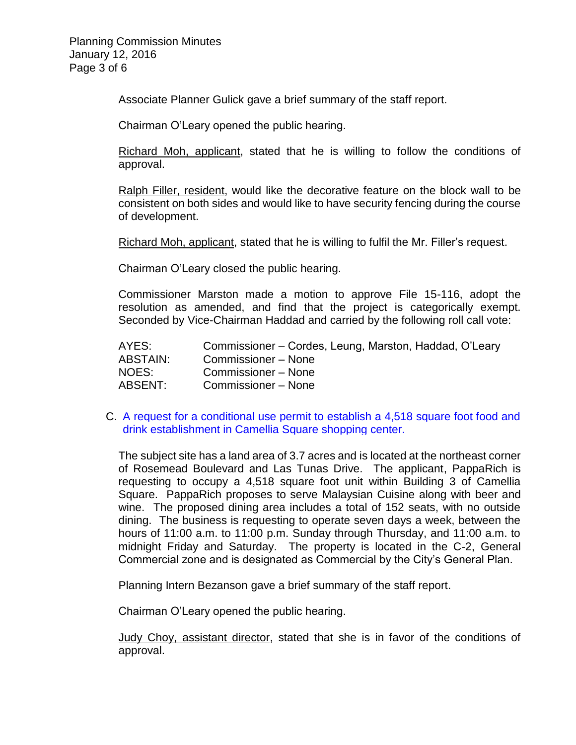Associate Planner Gulick gave a brief summary of the staff report.

Chairman O'Leary opened the public hearing.

<u>Richard Moh, applicant</u>, stated that he is willing to follow the conditions of approval.

<u>Ralph Filler, resident</u>, would like the decorative feature on the block wall to be consistent on both sides and would like to have security fencing during the course of development.

<u>Richard Moh, applicant</u>, stated that he is willing to fulfil the Mr. Filler's request.

Chairman O'Leary closed the public hearing.

Commissioner Marston made a motion to approve File 15-116, adopt the resolution as amended, and find that the project is categorically exempt. Seconded by Vice-Chairman Haddad and carried by the following roll call vote:

| | |
|---|---|
| AYES: | Commissioner – Cordes, Leung, Marston, Haddad, O'Leary |
| ABSTAIN: | Commissioner – None |
| NOES: | Commissioner – None |
| ABSENT: | Commissioner – None |

C. A request for a conditional use permit to establish a 4,518 square foot food and drink establishment in Camellia Square shopping center.

The subject site has a land area of 3.7 acres and is located at the northeast corner of Rosemead Boulevard and Las Tunas Drive. The applicant, PappaRich is requesting to occupy a 4,518 square foot unit within Building 3 of Camellia Square. PappaRich proposes to serve Malaysian Cuisine along with beer and wine. The proposed dining area includes a total of 152 seats, with no outside dining. The business is requesting to operate seven days a week, between the hours of 11:00 a.m. to 11:00 p.m. Sunday through Thursday, and 11:00 a.m. to midnight Friday and Saturday. The property is located in the C-2, General Commercial zone and is designated as Commercial by the City's General Plan.

Planning Intern Bezanson gave a brief summary of the staff report.

Chairman O'Leary opened the public hearing.

<u>Judy Choy, assistant director</u>, stated that she is in favor of the conditions of approval.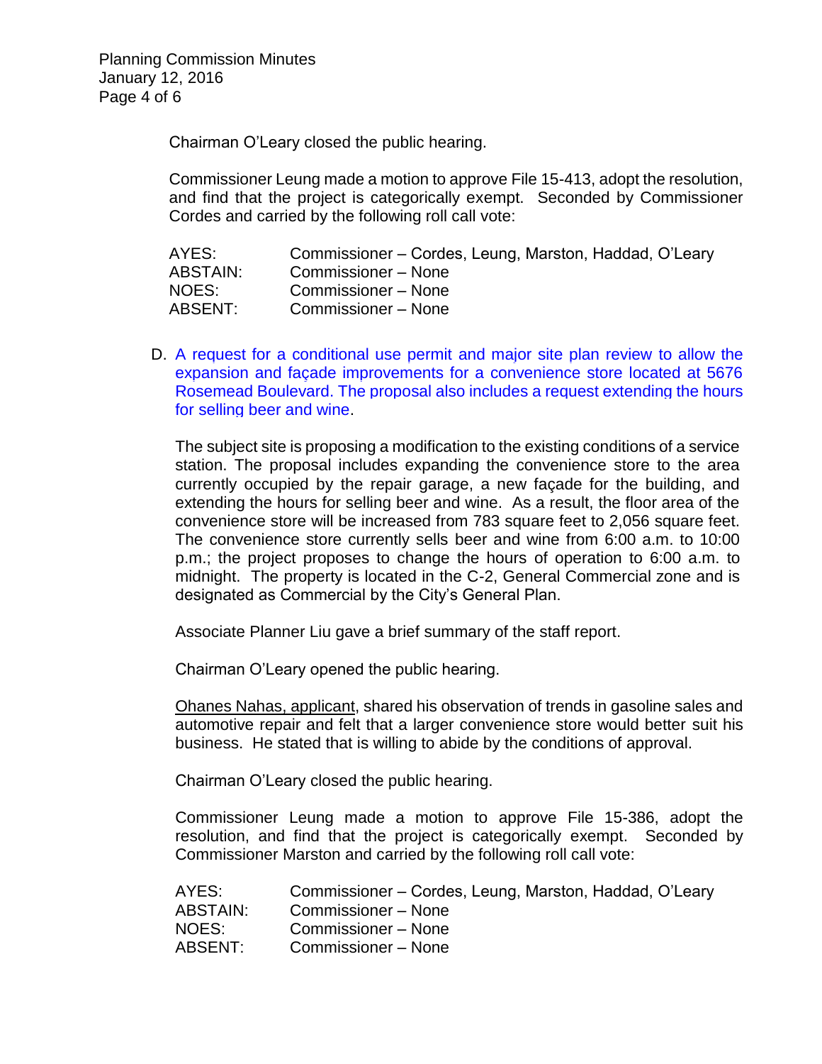Chairman O'Leary closed the public hearing.

Commissioner Leung made a motion to approve File 15-413, adopt the resolution, and find that the project is categorically exempt. Seconded by Commissioner Cordes and carried by the following roll call vote:

| | |
|---|---|
| AYES: | Commissioner – Cordes, Leung, Marston, Haddad, O'Leary |
| ABSTAIN: | Commissioner – None |
| NOES: | Commissioner – None |
| ABSENT: | Commissioner – None |

D. A request for a conditional use permit and major site plan review to allow the expansion and façade improvements for a convenience store located at 5676 Rosemead Boulevard. The proposal also includes a request extending the hours for selling beer and wine.

The subject site is proposing a modification to the existing conditions of a service station. The proposal includes expanding the convenience store to the area currently occupied by the repair garage, a new façade for the building, and extending the hours for selling beer and wine. As a result, the floor area of the convenience store will be increased from 783 square feet to 2,056 square feet. The convenience store currently sells beer and wine from 6:00 a.m. to 10:00 p.m.; the project proposes to change the hours of operation to 6:00 a.m. to midnight. The property is located in the C-2, General Commercial zone and is designated as Commercial by the City's General Plan.

Associate Planner Liu gave a brief summary of the staff report.

Chairman O'Leary opened the public hearing.

Ohanes Nahas, applicant, shared his observation of trends in gasoline sales and automotive repair and felt that a larger convenience store would better suit his business. He stated that is willing to abide by the conditions of approval.

Chairman O'Leary closed the public hearing.

Commissioner Leung made a motion to approve File 15-386, adopt the resolution, and find that the project is categorically exempt. Seconded by Commissioner Marston and carried by the following roll call vote:

| | |
|---|---|
| AYES: | Commissioner – Cordes, Leung, Marston, Haddad, O'Leary |
| ABSTAIN: | Commissioner – None |
| NOES: | Commissioner – None |
| ABSENT: | Commissioner – None |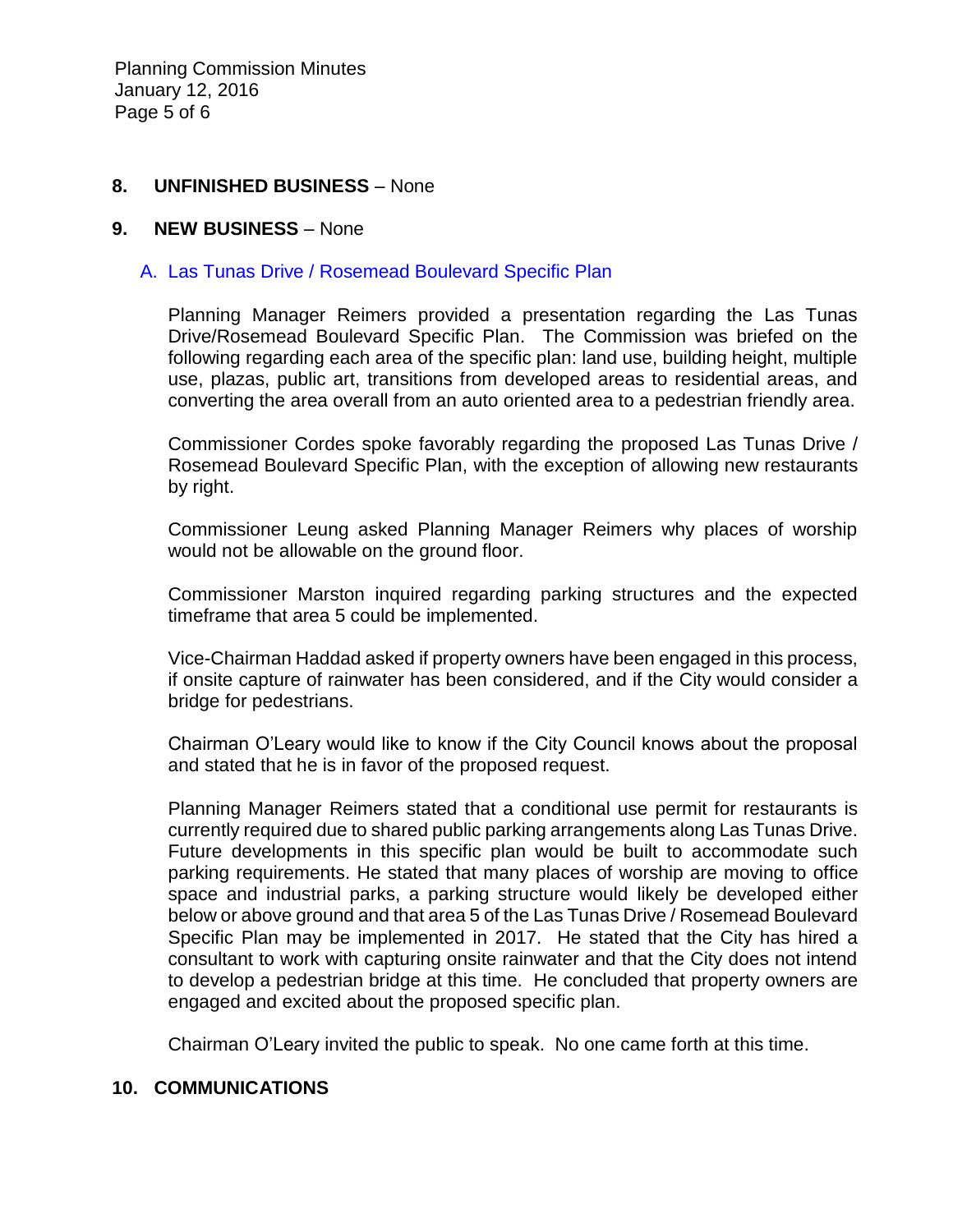## 8. UNFINISHED BUSINESS – None

## 9. NEW BUSINESS – None

### A. Las Tunas Drive / Rosemead Boulevard Specific Plan

Planning Manager Reimers provided a presentation regarding the Las Tunas Drive/Rosemead Boulevard Specific Plan. The Commission was briefed on the following regarding each area of the specific plan: land use, building height, multiple use, plazas, public art, transitions from developed areas to residential areas, and converting the area overall from an auto oriented area to a pedestrian friendly area.

Commissioner Cordes spoke favorably regarding the proposed Las Tunas Drive / Rosemead Boulevard Specific Plan, with the exception of allowing new restaurants by right.

Commissioner Leung asked Planning Manager Reimers why places of worship would not be allowable on the ground floor.

Commissioner Marston inquired regarding parking structures and the expected timeframe that area 5 could be implemented.

Vice-Chairman Haddad asked if property owners have been engaged in this process, if onsite capture of rainwater has been considered, and if the City would consider a bridge for pedestrians.

Chairman O'Leary would like to know if the City Council knows about the proposal and stated that he is in favor of the proposed request.

Planning Manager Reimers stated that a conditional use permit for restaurants is currently required due to shared public parking arrangements along Las Tunas Drive. Future developments in this specific plan would be built to accommodate such parking requirements. He stated that many places of worship are moving to office space and industrial parks, a parking structure would likely be developed either below or above ground and that area 5 of the Las Tunas Drive / Rosemead Boulevard Specific Plan may be implemented in 2017. He stated that the City has hired a consultant to work with capturing onsite rainwater and that the City does not intend to develop a pedestrian bridge at this time. He concluded that property owners are engaged and excited about the proposed specific plan.

Chairman O'Leary invited the public to speak. No one came forth at this time.

## 10. COMMUNICATIONS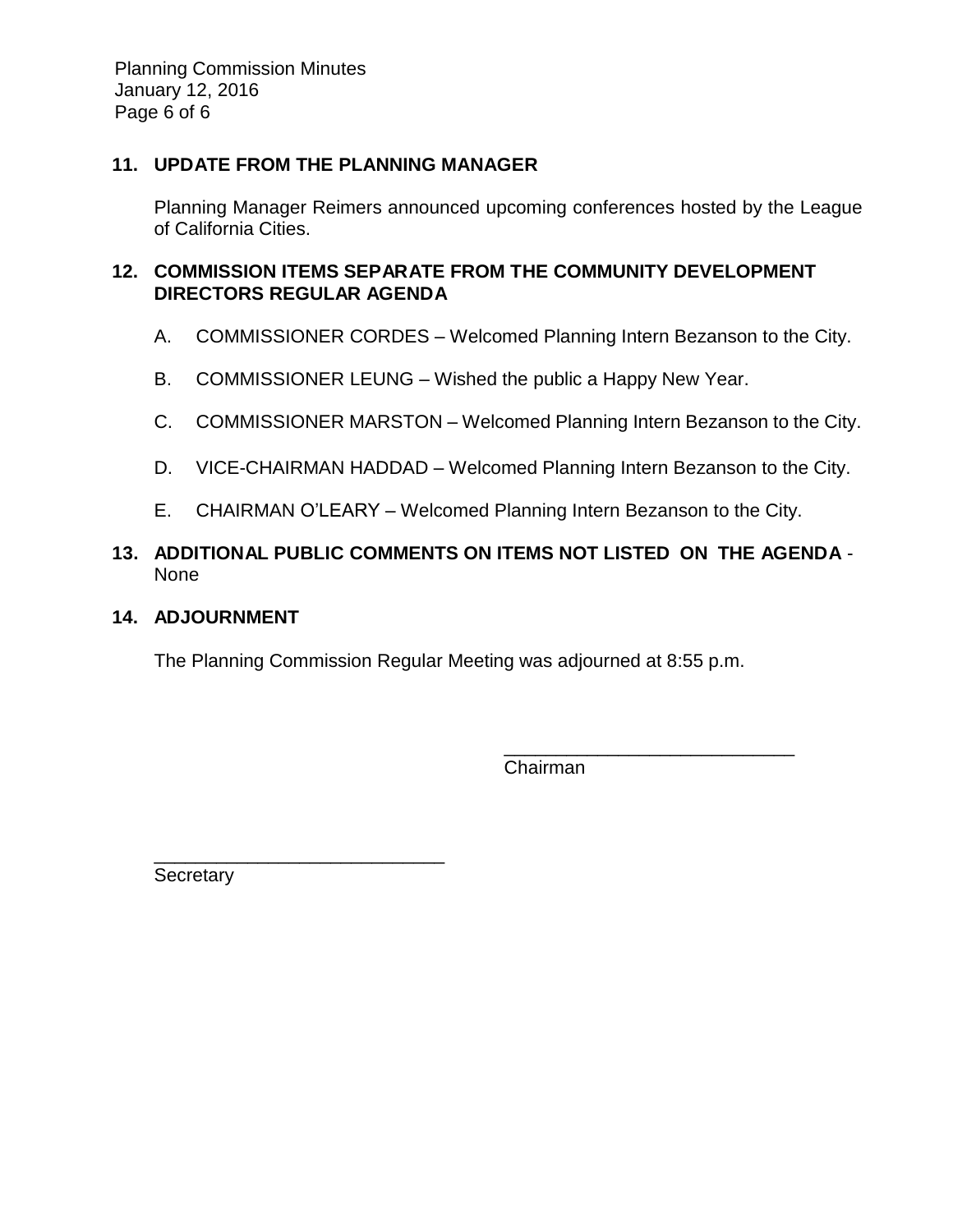## 11. UPDATE FROM THE PLANNING MANAGER

Planning Manager Reimers announced upcoming conferences hosted by the League of California Cities.

## 12. COMMISSION ITEMS SEPARATE FROM THE COMMUNITY DEVELOPMENT DIRECTORS REGULAR AGENDA

A. COMMISSIONER CORDES – Welcomed Planning Intern Bezanson to the City.

B. COMMISSIONER LEUNG – Wished the public a Happy New Year.

C. COMMISSIONER MARSTON – Welcomed Planning Intern Bezanson to the City.

D. VICE-CHAIRMAN HADDAD – Welcomed Planning Intern Bezanson to the City.

E. CHAIRMAN O'LEARY – Welcomed Planning Intern Bezanson to the City.

## 13. ADDITIONAL PUBLIC COMMENTS ON ITEMS NOT LISTED ON THE AGENDA - None

## 14. ADJOURNMENT

The Planning Commission Regular Meeting was adjourned at 8:55 p.m.

____________________________
Chairman

____________________________
Secretary